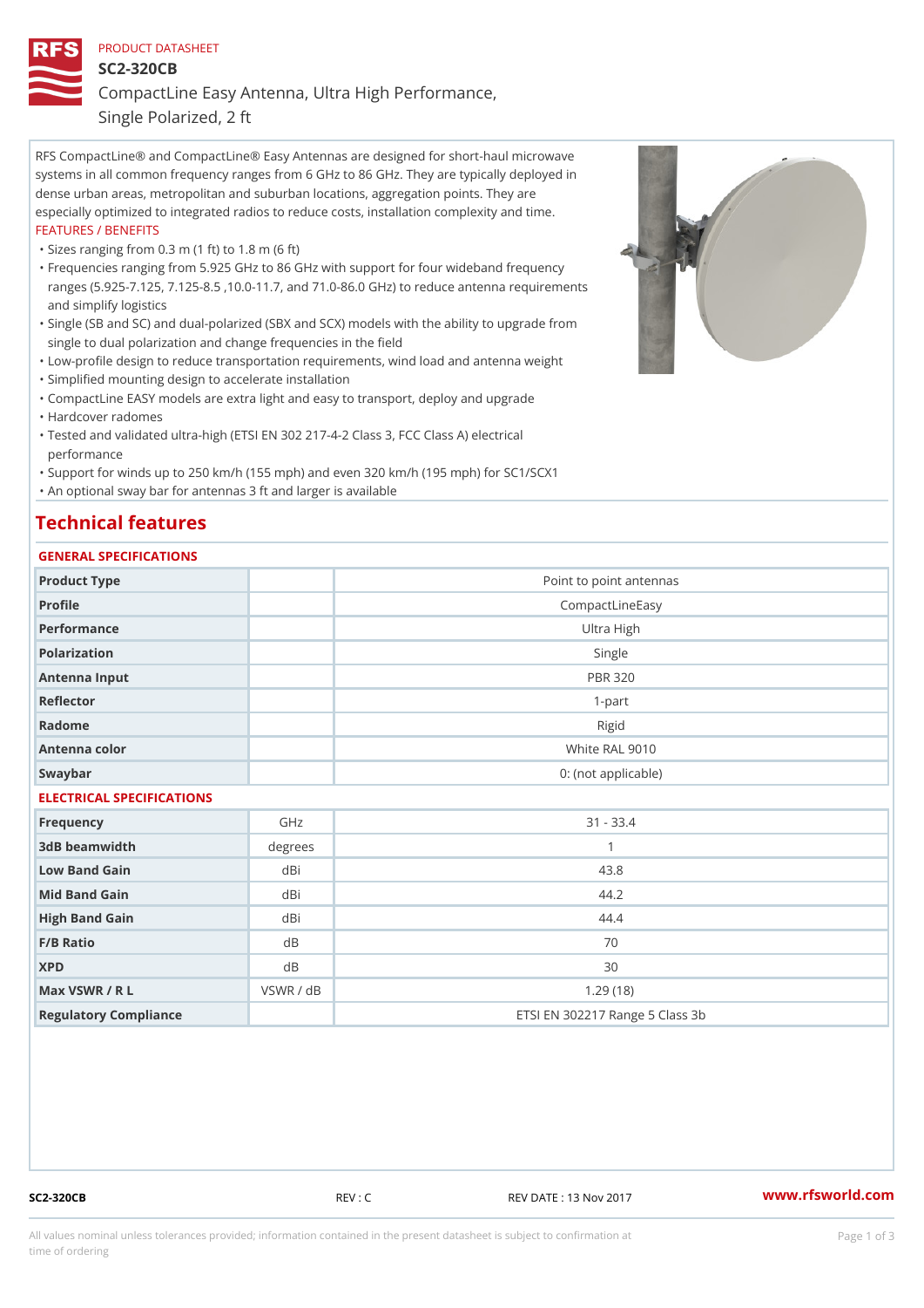PRODUCT DATASHEET

# SC2-320CB

## CompactLine Easy Antenna, Ultra High Performance, Single Polarized, 2 ft

RFS CompactLine® and CompactLine® Easy Antennas are designed for short-haul microwave systems in all common frequency ranges from 6 GHz to 86 GHz. They are typically deployed in dense urban areas, metropolitan and suburban locations, aggregation points. They are especially optimized to integrated radios to reduce costs, installation complexity and time.

FEATURES / BENEFITS

- Sizes ranging from 0.3 m (1 ft) to 1.8 m (6 ft)
- Frequencies ranging from 5.925 GHz to 86 GHz with support for four wideband frequency ranges (5.925-7.125, 7.125-8.5 ,10.0-11.7, and 71.0-86.0 GHz) to reduce antenna requirements and simplify logistics
- Single (SB and SC) and dual-polarized (SBX and SCX) models with the ability to upgrade from single to dual polarization and change frequencies in the field
- Low-profile design to reduce transportation requirements, wind load and antenna weight
- Simplified mounting design to accelerate installation
- CompactLine EASY models are extra light and easy to transport, deploy and upgrade
- Hardcover radomes
- Tested and validated ultra-high (ETSI EN 302 217-4-2 Class 3, FCC Class A) electrical performance
- Support for winds up to 250 km/h (155 mph) and even 320 km/h (195 mph) for SC1/SCX1
- An optional sway bar for antennas 3 ft and larger is available

## Technical features

### GENERAL SPECIFICATIONS

| | | |
|---|---|---|
| Product Type | | Point to point antennas |
| Profile | | CompactLineEasy |
| Performance | | Ultra High |
| Polarization | | Single |
| Antenna Input | | PBR 320 |
| Reflector | | 1-part |
| Radome | | Rigid |
| Antenna color | | White RAL 9010 |
| Swaybar | | 0: (not applicable) |

### ELECTRICAL SPECIFICATIONS

| | | |
|---|---|---|
| Frequency | GHz | 31 - 33.4 |
| 3dB beamwidth | degrees | 1 |
| Low Band Gain | dBi | 43.8 |
| Mid Band Gain | dBi | 44.2 |
| High Band Gain | dBi | 44.4 |
| F/B Ratio | dB | 70 |
| XPD | dB | 30 |
| Max VSWR / R L | VSWR / dB | 1.29 (18) |
| Regulatory Compliance | | ETSI EN 302217 Range 5 Class 3b |

SC2-320CB REV : C REV DATE : 13 Nov 2017 www.rfsworld.com

All values nominal unless tolerances provided; information contained in the present datasheet is subject to confirmation at time of ordering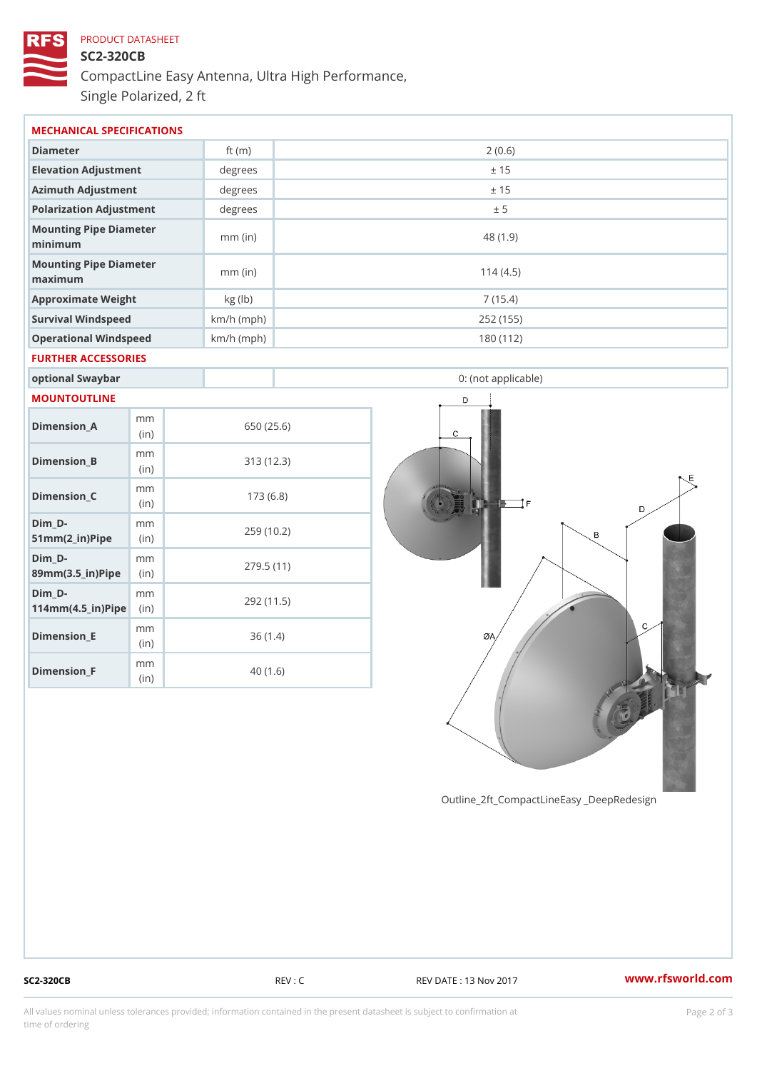PRODUCT DATASHEET

# SC2-320CB

CompactLine Easy Antenna, Ultra High Performance, Single Polarized, 2 ft

## MECHANICAL SPECIFICATIONS

| Parameter | Unit | Value |
|---|---|---|
| Diameter | ft (m) | 2 (0.6) |
| Elevation Adjustment | degrees | ± 15 |
| Azimuth Adjustment | degrees | ± 15 |
| Polarization Adjustment | degrees | ± 5 |
| Mounting Pipe Diameter minimum | mm (in) | 48 (1.9) |
| Mounting Pipe Diameter maximum | mm (in) | 114 (4.5) |
| Approximate Weight | kg (lb) | 7 (15.4) |
| Survival Windspeed | km/h (mph) | 252 (155) |
| Operational Windspeed | km/h (mph) | 180 (112) |

## FURTHER ACCESSORIES

| Parameter | Unit | Value |
|---|---|---|
| optional Swaybar | | 0: (not applicable) |

## MOUNTOUTLINE

| Dimension | Unit | Value |
|---|---|---|
| Dimension_A | mm (in) | 650 (25.6) |
| Dimension_B | mm (in) | 313 (12.3) |
| Dimension_C | mm (in) | 173 (6.8) |
| Dim_D-51mm(2_in)Pipe | mm (in) | 259 (10.2) |
| Dim_D-89mm(3.5_in)Pipe | mm (in) | 279.5 (11) |
| Dim_D-114mm(4.5_in)Pipe | mm (in) | 292 (11.5) |
| Dimension_E | mm (in) | 36 (1.4) |
| Dimension_F | mm (in) | 40 (1.6) |

Outline_2ft_CompactLineEasy _DeepRedesign

SC2-320CB REV : C REV DATE : 13 Nov 2017 www.rfsworld.com

All values nominal unless tolerances provided; information contained in the present datasheet is subject to confirmation at time of ordering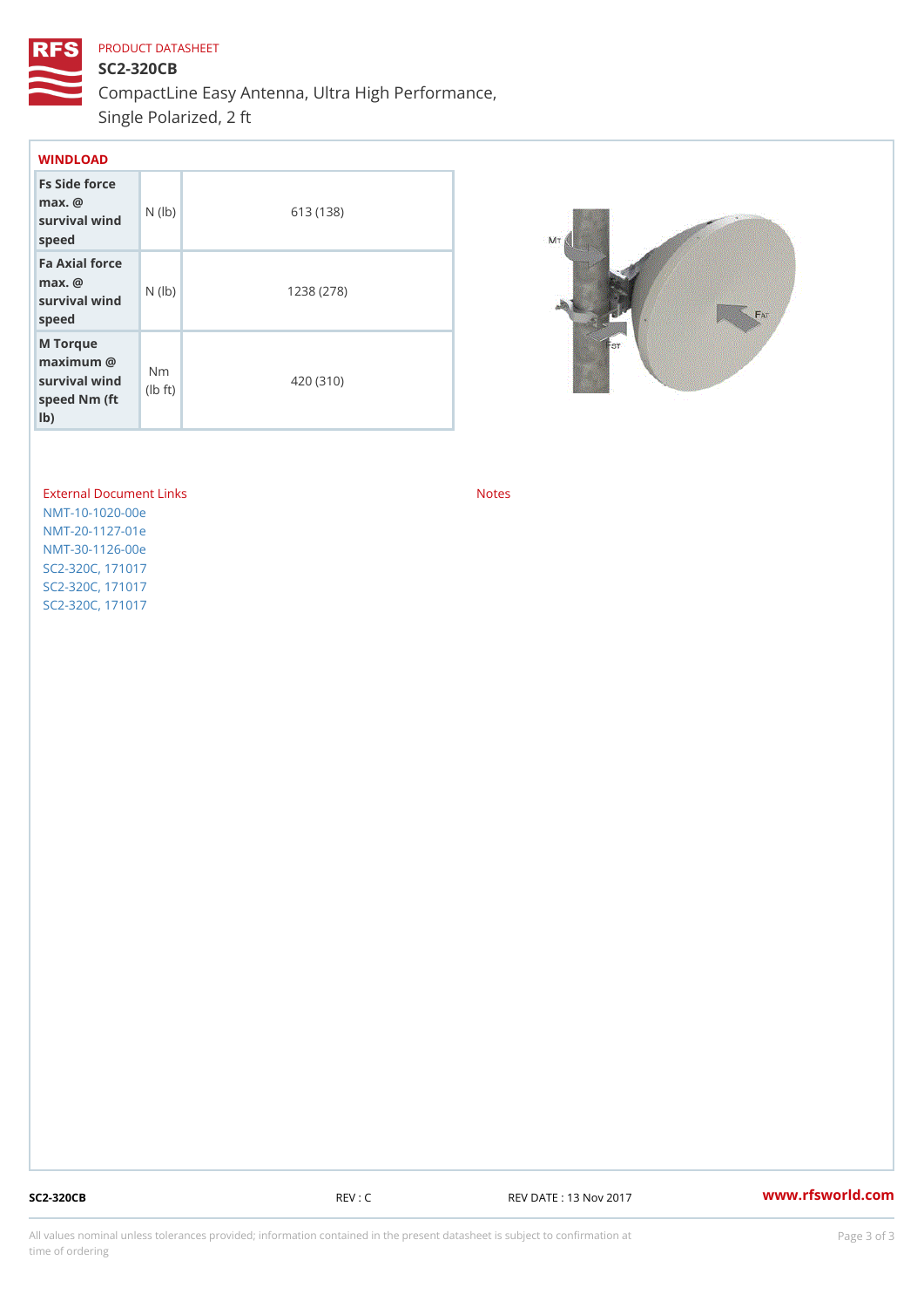PRODUCT DATASHEET

# SC2-320CB

CompactLine Easy Antenna, Ultra High Performance, Single Polarized, 2 ft

## WINDLOAD

| | | |
|---|---|---|
| Fs Side force max. @ survival wind speed | N (lb) | 613 (138) |
| Fa Axial force max. @ survival wind speed | N (lb) | 1238 (278) |
| M Torque maximum @ survival wind speed Nm (ft lb) | Nm (lb ft) | 420 (310) |

MT

FAT

FST

External Document Links

NMT-10-1020-00e
NMT-20-1127-01e
NMT-30-1126-00e
SC2-320C, 171017
SC2-320C, 171017
SC2-320C, 171017

Notes

SC2-320CB REV : C REV DATE : 13 Nov 2017 www.rfsworld.com

All values nominal unless tolerances provided; information contained in the present datasheet is subject to confirmation at time of ordering